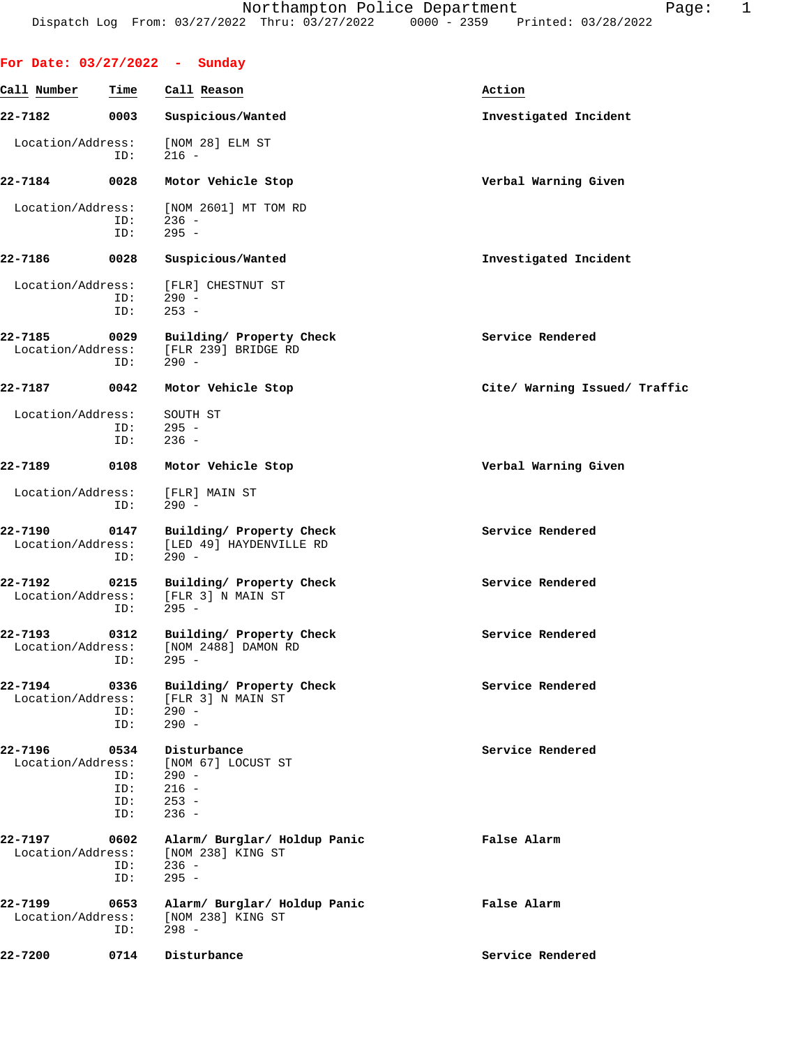Northampton Police Department
Dispatch Log From: 03/27/2022 Thru: 03/27/2022 0000 - 2359 Printed: 03/28/2022

## For Date: 03/27/2022 - Sunday

| Call Number | Time | Call Reason | Action |
|---|---|---|---|
| 22-7182 | 0003 | Suspicious/Wanted | Investigated Incident |
| | | Location/Address: [NOM 28] ELM ST | |
| | | ID: 216 - | |
| 22-7184 | 0028 | Motor Vehicle Stop | Verbal Warning Given |
| | | Location/Address: [NOM 2601] MT TOM RD | |
| | | ID: 236 - | |
| | | ID: 295 - | |
| 22-7186 | 0028 | Suspicious/Wanted | Investigated Incident |
| | | Location/Address: [FLR] CHESTNUT ST | |
| | | ID: 290 - | |
| | | ID: 253 - | |
| 22-7185 | 0029 | Building/ Property Check | Service Rendered |
| | | Location/Address: [FLR 239] BRIDGE RD | |
| | | ID: 290 - | |
| 22-7187 | 0042 | Motor Vehicle Stop | Cite/ Warning Issued/ Traffic |
| | | Location/Address: SOUTH ST | |
| | | ID: 295 - | |
| | | ID: 236 - | |
| 22-7189 | 0108 | Motor Vehicle Stop | Verbal Warning Given |
| | | Location/Address: [FLR] MAIN ST | |
| | | ID: 290 - | |
| 22-7190 | 0147 | Building/ Property Check | Service Rendered |
| | | Location/Address: [LED 49] HAYDENVILLE RD | |
| | | ID: 290 - | |
| 22-7192 | 0215 | Building/ Property Check | Service Rendered |
| | | Location/Address: [FLR 3] N MAIN ST | |
| | | ID: 295 - | |
| 22-7193 | 0312 | Building/ Property Check | Service Rendered |
| | | Location/Address: [NOM 2488] DAMON RD | |
| | | ID: 295 - | |
| 22-7194 | 0336 | Building/ Property Check | Service Rendered |
| | | Location/Address: [FLR 3] N MAIN ST | |
| | | ID: 290 - | |
| | | ID: 290 - | |
| 22-7196 | 0534 | Disturbance | Service Rendered |
| | | Location/Address: [NOM 67] LOCUST ST | |
| | | ID: 290 - | |
| | | ID: 216 - | |
| | | ID: 253 - | |
| | | ID: 236 - | |
| 22-7197 | 0602 | Alarm/ Burglar/ Holdup Panic | False Alarm |
| | | Location/Address: [NOM 238] KING ST | |
| | | ID: 236 - | |
| | | ID: 295 - | |
| 22-7199 | 0653 | Alarm/ Burglar/ Holdup Panic | False Alarm |
| | | Location/Address: [NOM 238] KING ST | |
| | | ID: 298 - | |
| 22-7200 | 0714 | Disturbance | Service Rendered |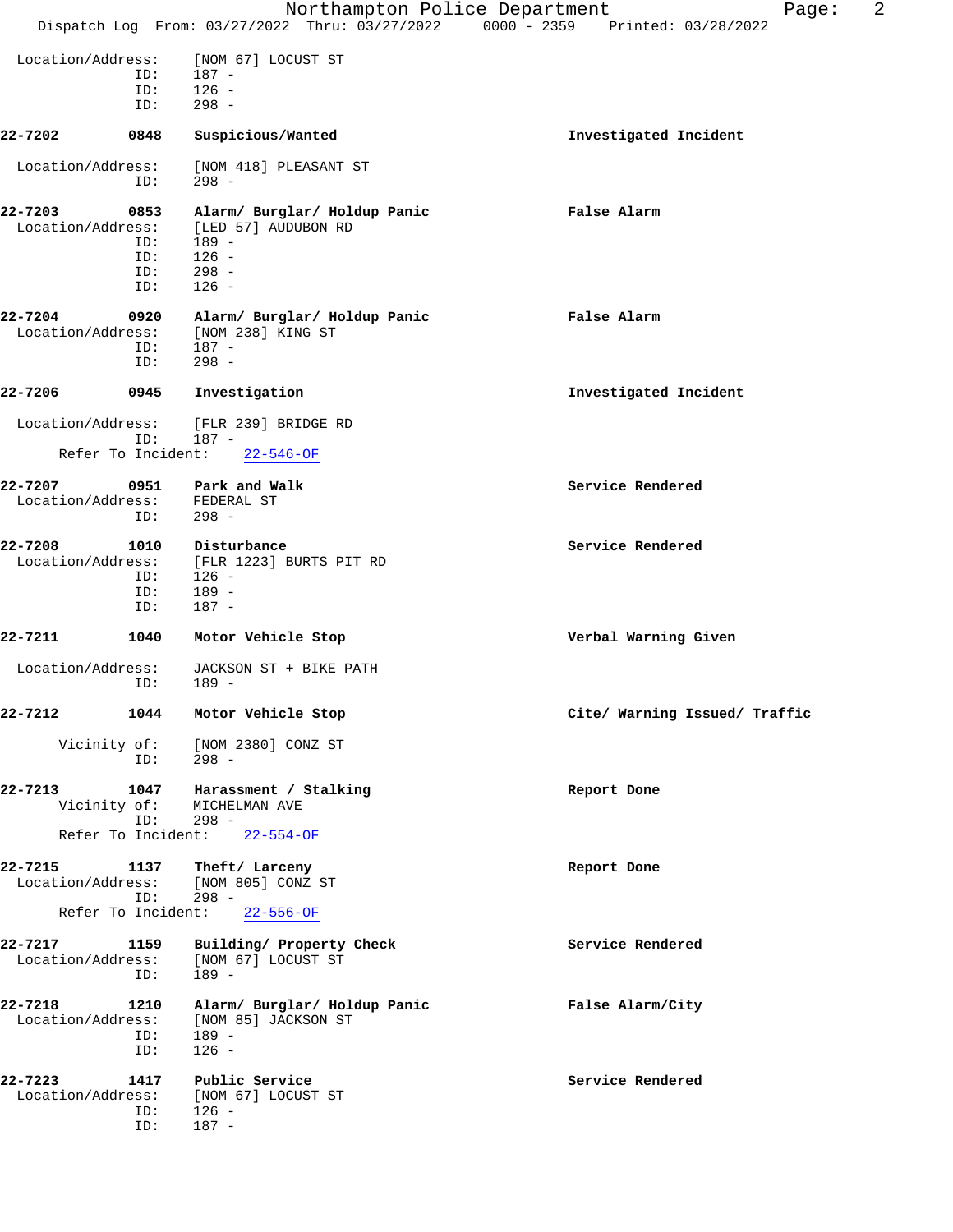Location/Address: [NOM 67] LOCUST ST
ID: 187 -
ID: 126 -
ID: 298 -

**22-7202 0848 Suspicious/Wanted** — **Investigated Incident**

Location/Address: [NOM 418] PLEASANT ST
ID: 298 -

**22-7203 0853 Alarm/ Burglar/ Holdup Panic** — **False Alarm**

Location/Address: [LED 57] AUDUBON RD
ID: 189 -
ID: 126 -
ID: 298 -
ID: 126 -

**22-7204 0920 Alarm/ Burglar/ Holdup Panic** — **False Alarm**

Location/Address: [NOM 238] KING ST
ID: 187 -
ID: 298 -

**22-7206 0945 Investigation** — **Investigated Incident**

Location/Address: [FLR 239] BRIDGE RD
ID: 187 -
Refer To Incident: 22-546-OF

**22-7207 0951 Park and Walk** — **Service Rendered**

Location/Address: FEDERAL ST
ID: 298 -

**22-7208 1010 Disturbance** — **Service Rendered**

Location/Address: [FLR 1223] BURTS PIT RD
ID: 126 -
ID: 189 -
ID: 187 -

**22-7211 1040 Motor Vehicle Stop** — **Verbal Warning Given**

Location/Address: JACKSON ST + BIKE PATH
ID: 189 -

**22-7212 1044 Motor Vehicle Stop** — **Cite/ Warning Issued/ Traffic**

Vicinity of: [NOM 2380] CONZ ST
ID: 298 -

**22-7213 1047 Harassment / Stalking** — **Report Done**

Vicinity of: MICHELMAN AVE
ID: 298 -
Refer To Incident: 22-554-OF

**22-7215 1137 Theft/ Larceny** — **Report Done**

Location/Address: [NOM 805] CONZ ST
ID: 298 -
Refer To Incident: 22-556-OF

**22-7217 1159 Building/ Property Check** — **Service Rendered**

Location/Address: [NOM 67] LOCUST ST
ID: 189 -

**22-7218 1210 Alarm/ Burglar/ Holdup Panic** — **False Alarm/City**

Location/Address: [NOM 85] JACKSON ST
ID: 189 -
ID: 126 -

**22-7223 1417 Public Service** — **Service Rendered**

Location/Address: [NOM 67] LOCUST ST
ID: 126 -
ID: 187 -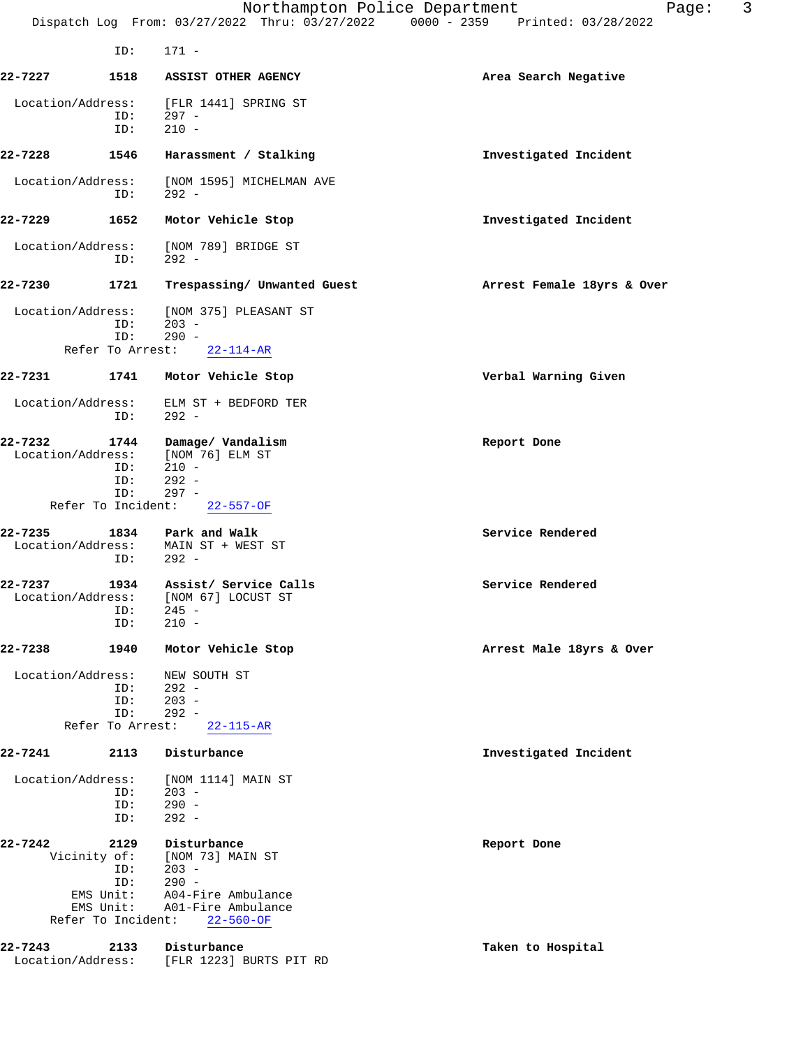ID: 171 -

**22-7227** **1518** **ASSIST OTHER AGENCY** **Area Search Negative**

Location/Address: [FLR 1441] SPRING ST
ID: 297 -
ID: 210 -

**22-7228** **1546** **Harassment / Stalking** **Investigated Incident**

Location/Address: [NOM 1595] MICHELMAN AVE
ID: 292 -

**22-7229** **1652** **Motor Vehicle Stop** **Investigated Incident**

Location/Address: [NOM 789] BRIDGE ST
ID: 292 -

**22-7230** **1721** **Trespassing/ Unwanted Guest** **Arrest Female 18yrs & Over**

Location/Address: [NOM 375] PLEASANT ST
ID: 203 -
ID: 290 -
Refer To Arrest: 22-114-AR

**22-7231** **1741** **Motor Vehicle Stop** **Verbal Warning Given**

Location/Address: ELM ST + BEDFORD TER
ID: 292 -

**22-7232** **1744** **Damage/ Vandalism** **Report Done**
Location/Address: [NOM 76] ELM ST
ID: 210 -
ID: 292 -
ID: 297 -
Refer To Incident: 22-557-OF

**22-7235** **1834** **Park and Walk** **Service Rendered**
Location/Address: MAIN ST + WEST ST
ID: 292 -

**22-7237** **1934** **Assist/ Service Calls** **Service Rendered**
Location/Address: [NOM 67] LOCUST ST
ID: 245 -
ID: 210 -

**22-7238** **1940** **Motor Vehicle Stop** **Arrest Male 18yrs & Over**

Location/Address: NEW SOUTH ST
ID: 292 -
ID: 203 -
ID: 292 -
Refer To Arrest: 22-115-AR

**22-7241** **2113** **Disturbance** **Investigated Incident**

Location/Address: [NOM 1114] MAIN ST
ID: 203 -
ID: 290 -
ID: 292 -

**22-7242** **2129** **Disturbance** **Report Done**
Vicinity of: [NOM 73] MAIN ST
ID: 203 -
ID: 290 -
EMS Unit: A04-Fire Ambulance
EMS Unit: A01-Fire Ambulance
Refer To Incident: 22-560-OF

**22-7243** **2133** **Disturbance** **Taken to Hospital**
Location/Address: [FLR 1223] BURTS PIT RD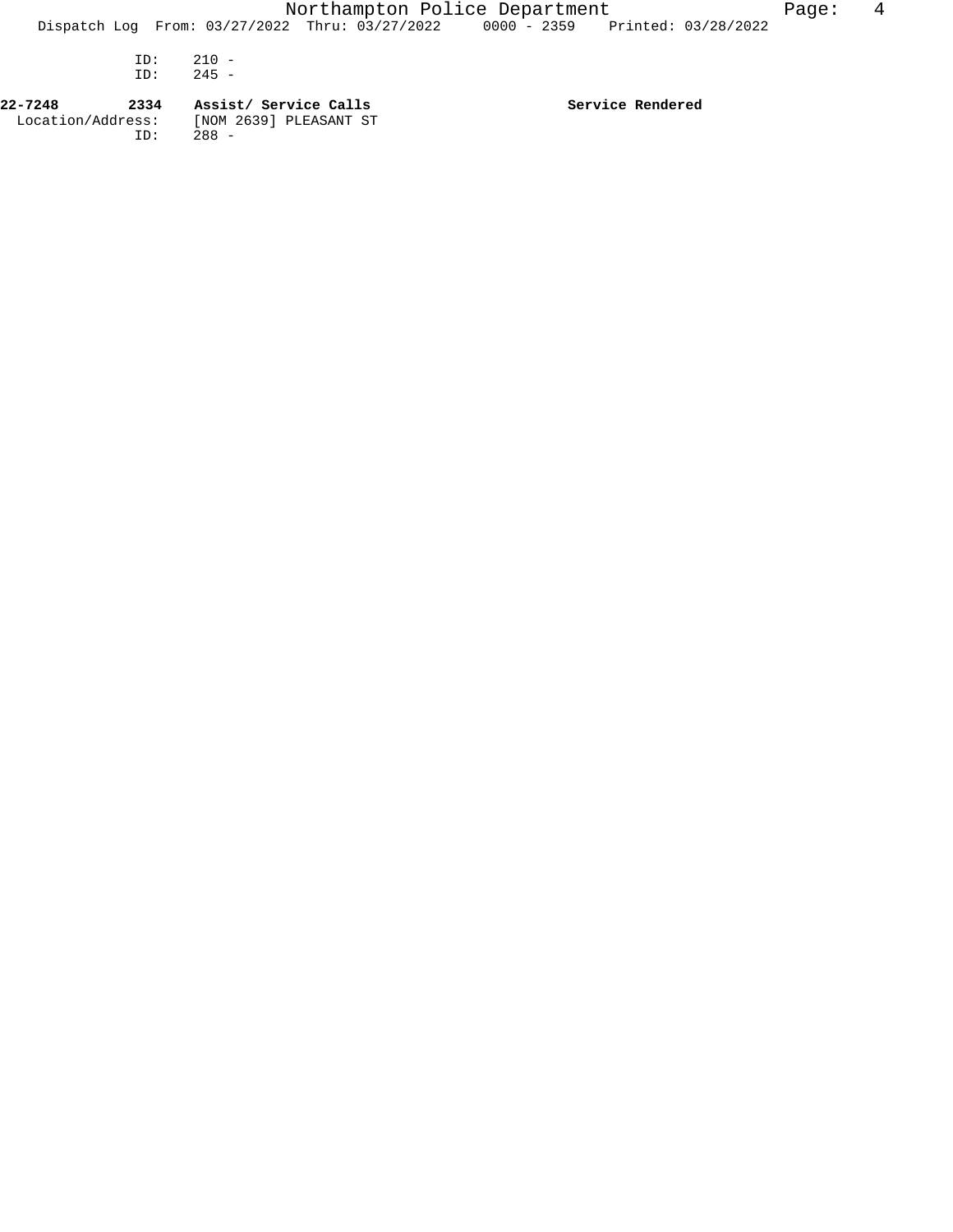ID: 210 -
ID: 245 -

**22-7248 2334 Assist/ Service Calls Service Rendered**
Location/Address: [NOM 2639] PLEASANT ST
ID: 288 -